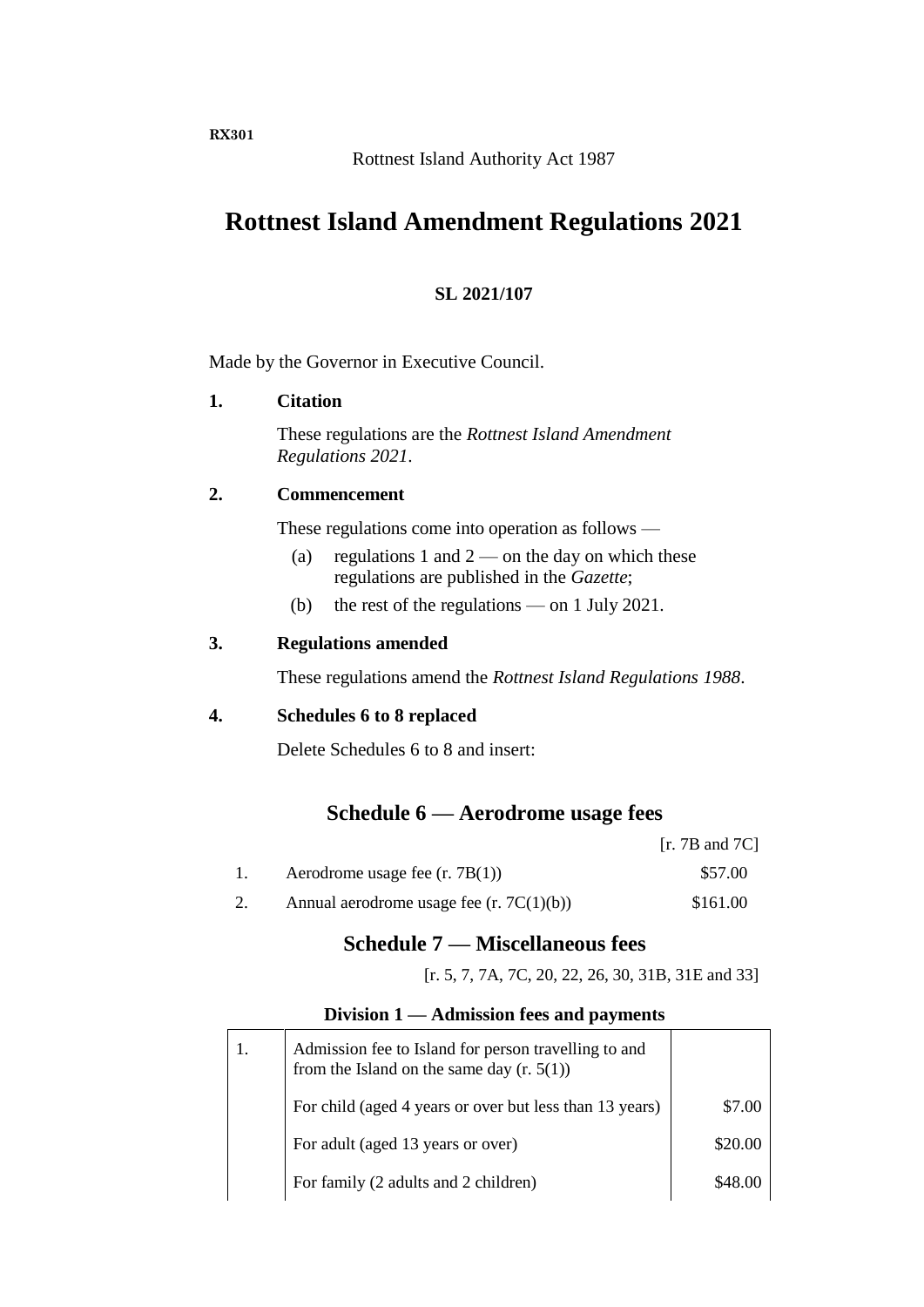RX301

Rottnest Island Authority Act 1987

# Rottnest Island Amendment Regulations 2021

**SL 2021/107**

Made by the Governor in Executive Council.

**1. Citation**

These regulations are the *Rottnest Island Amendment Regulations 2021*.

**2. Commencement**

These regulations come into operation as follows —

(a) regulations 1 and 2 — on the day on which these regulations are published in the *Gazette*;

(b) the rest of the regulations — on 1 July 2021.

**3. Regulations amended**

These regulations amend the *Rottnest Island Regulations 1988*.

**4. Schedules 6 to 8 replaced**

Delete Schedules 6 to 8 and insert:

## Schedule 6 — Aerodrome usage fees

[r. 7B and 7C]

| | | |
|---|---|---|
| 1. | Aerodrome usage fee (r. 7B(1)) | $57.00 |
| 2. | Annual aerodrome usage fee (r. 7C(1)(b)) | $161.00 |

## Schedule 7 — Miscellaneous fees

[r. 5, 7, 7A, 7C, 20, 22, 26, 30, 31B, 31E and 33]

### Division 1 — Admission fees and payments

| | | |
|---|---|---|
| 1. | Admission fee to Island for person travelling to and from the Island on the same day (r. 5(1)) | |
| | For child (aged 4 years or over but less than 13 years) | $7.00 |
| | For adult (aged 13 years or over) | $20.00 |
| | For family (2 adults and 2 children) | $48.00 |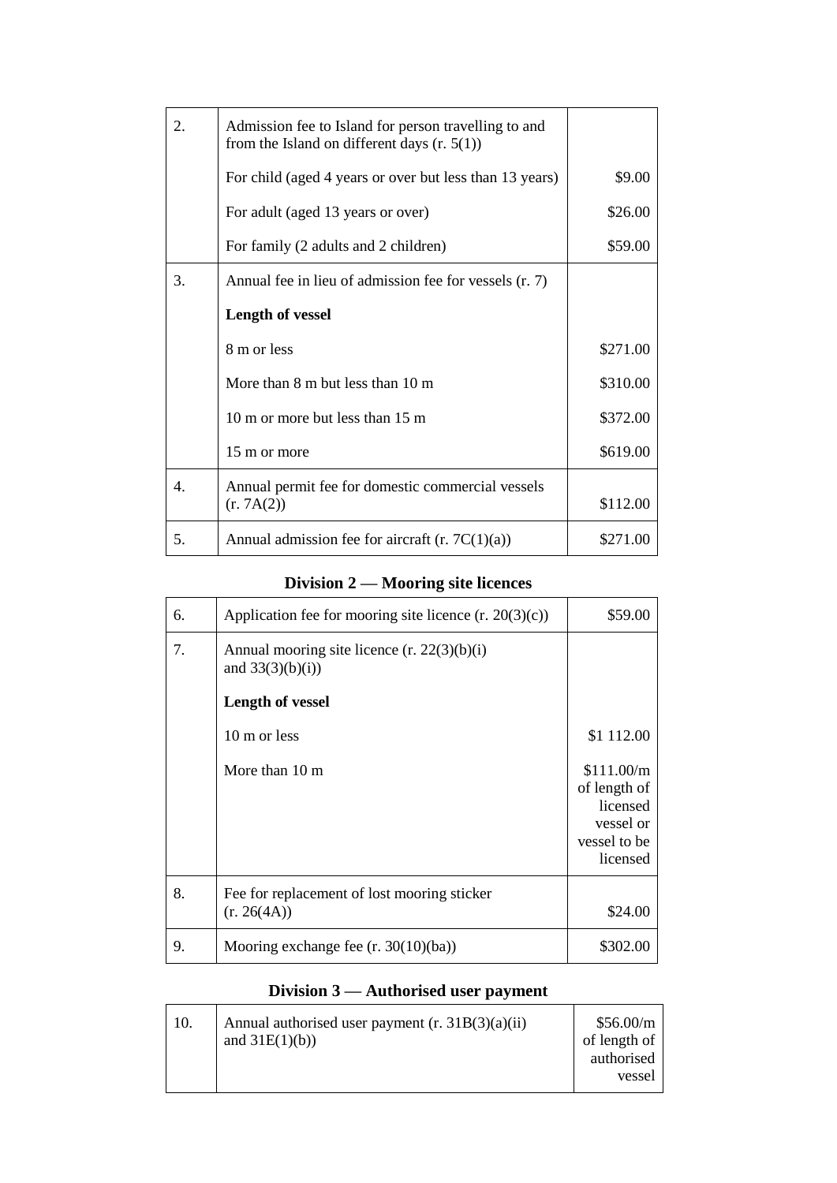| | | |
|---|---|---|
| 2. | Admission fee to Island for person travelling to and from the Island on different days (r. 5(1)) | |
| | For child (aged 4 years or over but less than 13 years) | $9.00 |
| | For adult (aged 13 years or over) | $26.00 |
| | For family (2 adults and 2 children) | $59.00 |
| 3. | Annual fee in lieu of admission fee for vessels (r. 7) | |
| | **Length of vessel** | |
| | 8 m or less | $271.00 |
| | More than 8 m but less than 10 m | $310.00 |
| | 10 m or more but less than 15 m | $372.00 |
| | 15 m or more | $619.00 |
| 4. | Annual permit fee for domestic commercial vessels (r. 7A(2)) | $112.00 |
| 5. | Annual admission fee for aircraft (r. 7C(1)(a)) | $271.00 |

## Division 2 — Mooring site licences

| | | |
|---|---|---|
| 6. | Application fee for mooring site licence (r. 20(3)(c)) | $59.00 |
| 7. | Annual mooring site licence (r. 22(3)(b)(i) and 33(3)(b)(i)) | |
| | **Length of vessel** | |
| | 10 m or less | $1 112.00 |
| | More than 10 m | $111.00/m of length of licensed vessel or vessel to be licensed |
| 8. | Fee for replacement of lost mooring sticker (r. 26(4A)) | $24.00 |
| 9. | Mooring exchange fee (r. 30(10)(ba)) | $302.00 |

## Division 3 — Authorised user payment

| | | |
|---|---|---|
| 10. | Annual authorised user payment (r. 31B(3)(a)(ii) and 31E(1)(b)) | $56.00/m of length of authorised vessel |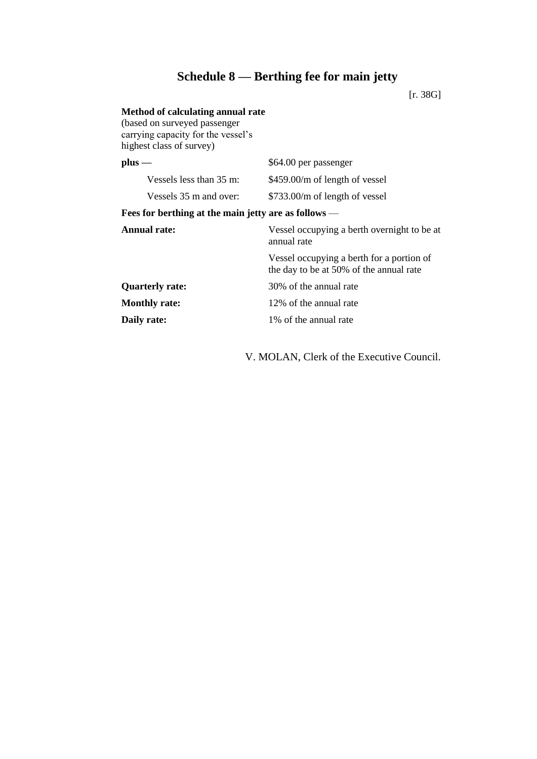# Schedule 8 — Berthing fee for main jetty

[r. 38G]

| | |
|---|---|
| **Method of calculating annual rate** (based on surveyed passenger carrying capacity for the vessel's highest class of survey) | |
| **plus —** | $64.00 per passenger |
| Vessels less than 35 m: | $459.00/m of length of vessel |
| Vessels 35 m and over: | $733.00/m of length of vessel |

**Fees for berthing at the main jetty are as follows** —

| | |
|---|---|
| **Annual rate:** | Vessel occupying a berth overnight to be at annual rate |
| | Vessel occupying a berth for a portion of the day to be at 50% of the annual rate |
| **Quarterly rate:** | 30% of the annual rate |
| **Monthly rate:** | 12% of the annual rate |
| **Daily rate:** | 1% of the annual rate |

V. MOLAN, Clerk of the Executive Council.